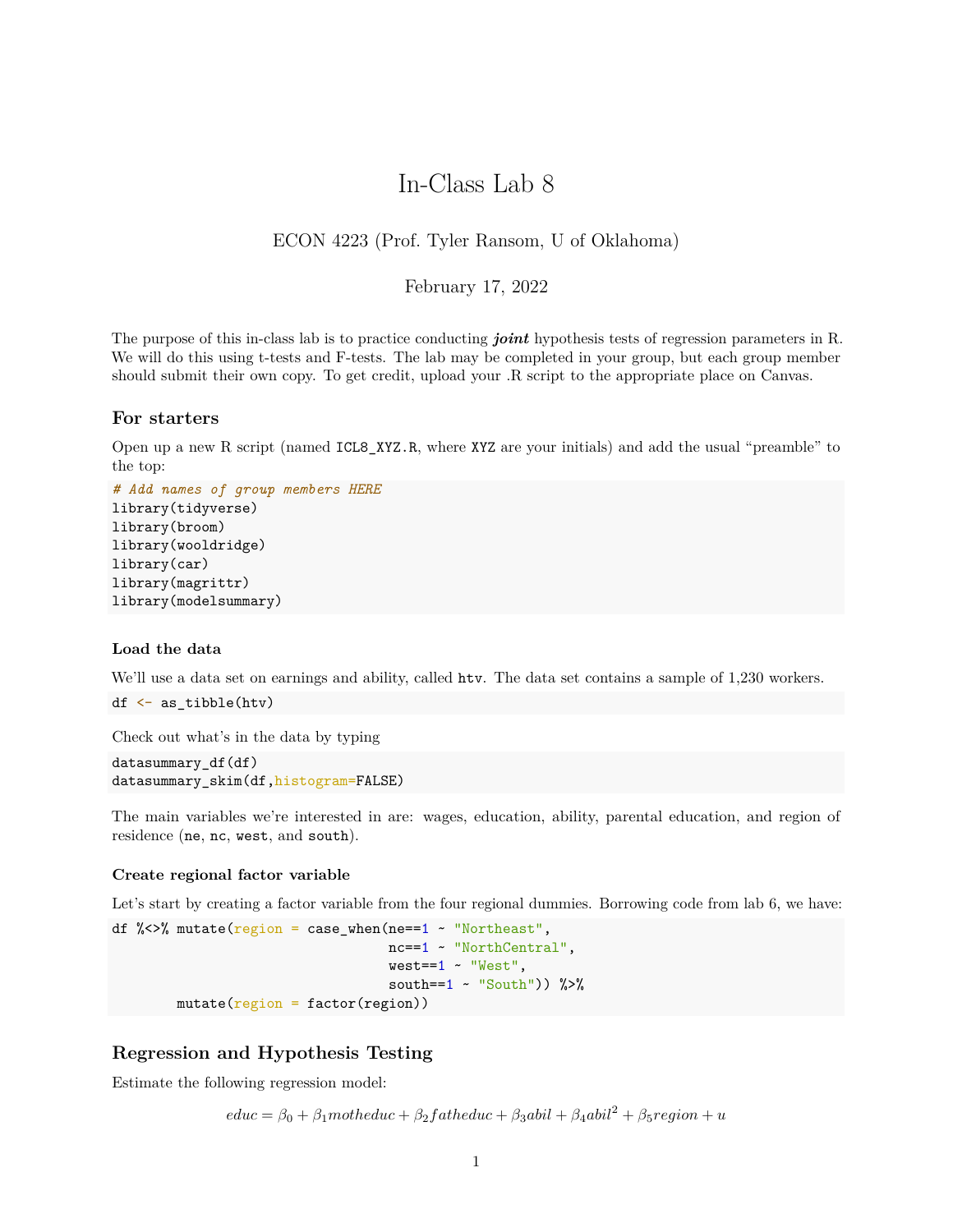# In-Class Lab 8

ECON 4223 (Prof. Tyler Ransom, U of Oklahoma)

February 17, 2022

The purpose of this in-class lab is to practice conducting ***joint*** hypothesis tests of regression parameters in R. We will do this using t-tests and F-tests. The lab may be completed in your group, but each group member should submit their own copy. To get credit, upload your .R script to the appropriate place on Canvas.

## For starters

Open up a new R script (named `ICL8_XYZ.R`, where `XYZ` are your initials) and add the usual "preamble" to the top:

```
# Add names of group members HERE
library(tidyverse)
library(broom)
library(wooldridge)
library(car)
library(magrittr)
library(modelsummary)
```

### Load the data

We'll use a data set on earnings and ability, called `htv`. The data set contains a sample of 1,230 workers.

```
df <- as_tibble(htv)
```

Check out what's in the data by typing

```
datasummary_df(df)
datasummary_skim(df,histogram=FALSE)
```

The main variables we're interested in are: wages, education, ability, parental education, and region of residence (`ne`, `nc`, `west`, and `south`).

### Create regional factor variable

Let's start by creating a factor variable from the four regional dummies. Borrowing code from lab 6, we have:

```
df %<>% mutate(region = case_when(ne==1 ~ "Northeast",
                                  nc==1 ~ "NorthCentral",
                                  west==1 ~ "West",
                                  south==1 ~ "South")) %>%
        mutate(region = factor(region))
```

## Regression and Hypothesis Testing

Estimate the following regression model:

$$educ = \beta_0 + \beta_1 motheduc + \beta_2 fatheduc + \beta_3 abil + \beta_4 abil^2 + \beta_5 region + u$$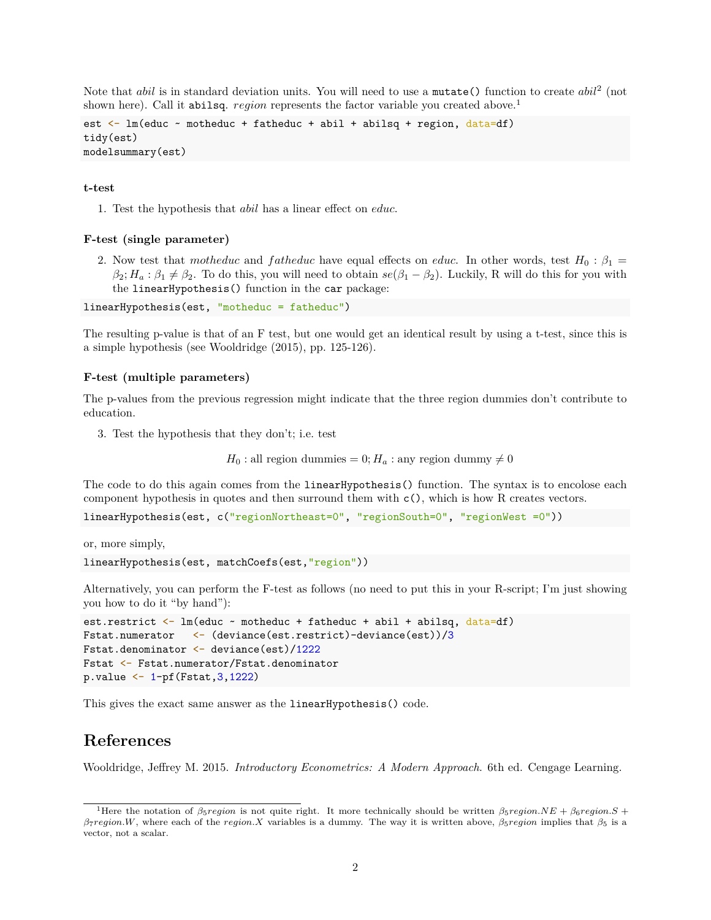Note that *abil* is in standard deviation units. You will need to use a `mutate()` function to create $abil^2$ (not shown here). Call it `abilsq`. *region* represents the factor variable you created above.[1]

```
est <- lm(educ ~ motheduc + fatheduc + abil + abilsq + region, data=df)
tidy(est)
modelsummary(est)
```

#### t-test

1. Test the hypothesis that *abil* has a linear effect on *educ*.

#### F-test (single parameter)

2. Now test that *motheduc* and *fatheduc* have equal effects on *educ*. In other words, test $H_0 : \beta_1 = \beta_2; H_a : \beta_1 \neq \beta_2$. To do this, you will need to obtain $se(\beta_1 - \beta_2)$. Luckily, R will do this for you with the `linearHypothesis()` function in the `car` package:

```
linearHypothesis(est, "motheduc = fatheduc")
```

The resulting p-value is that of an F test, but one would get an identical result by using a t-test, since this is a simple hypothesis (see Wooldridge (2015), pp. 125-126).

#### F-test (multiple parameters)

The p-values from the previous regression might indicate that the three region dummies don't contribute to education.

3. Test the hypothesis that they don't; i.e. test

$$H_0 : \text{all region dummies} = 0; H_a : \text{any region dummy} \neq 0$$

The code to do this again comes from the `linearHypothesis()` function. The syntax is to encolose each component hypothesis in quotes and then surround them with `c()`, which is how R creates vectors.

```
linearHypothesis(est, c("regionNortheast=0", "regionSouth=0", "regionWest =0"))
```

or, more simply,

```
linearHypothesis(est, matchCoefs(est,"region"))
```

Alternatively, you can perform the F-test as follows (no need to put this in your R-script; I'm just showing you how to do it "by hand"):

```
est.restrict <- lm(educ ~ motheduc + fatheduc + abil + abilsq, data=df)
Fstat.numerator   <- (deviance(est.restrict)-deviance(est))/3
Fstat.denominator <- deviance(est)/1222
Fstat <- Fstat.numerator/Fstat.denominator
p.value <- 1-pf(Fstat,3,1222)
```

This gives the exact same answer as the `linearHypothesis()` code.

## References

Wooldridge, Jeffrey M. 2015. *Introductory Econometrics: A Modern Approach*. 6th ed. Cengage Learning.

---

[1] Here the notation of $\beta_5 region$ is not quite right. It more technically should be written $\beta_5 region.NE + \beta_6 region.S + \beta_7 region.W$, where each of the $region.X$ variables is a dummy. The way it is written above, $\beta_5 region$ implies that $\beta_5$ is a vector, not a scalar.